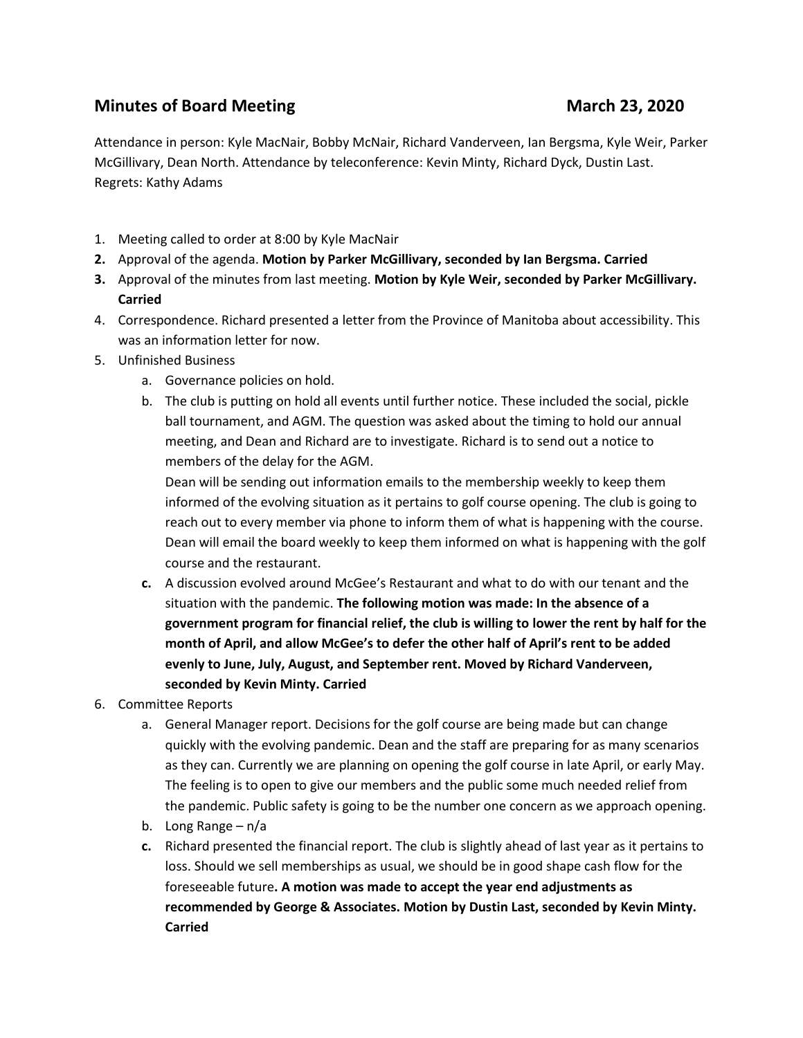## Minutes of Board Meeting March 23, 2020

Attendance in person: Kyle MacNair, Bobby McNair, Richard Vanderveen, Ian Bergsma, Kyle Weir, Parker McGillivary, Dean North. Attendance by teleconference: Kevin Minty, Richard Dyck, Dustin Last. Regrets: Kathy Adams

1. Meeting called to order at 8:00 by Kyle MacNair
2. Approval of the agenda. **Motion by Parker McGillivary, seconded by Ian Bergsma. Carried**
3. Approval of the minutes from last meeting. **Motion by Kyle Weir, seconded by Parker McGillivary. Carried**
4. Correspondence. Richard presented a letter from the Province of Manitoba about accessibility. This was an information letter for now.
5. Unfinished Business
   a. Governance policies on hold.
   b. The club is putting on hold all events until further notice. These included the social, pickle ball tournament, and AGM. The question was asked about the timing to hold our annual meeting, and Dean and Richard are to investigate. Richard is to send out a notice to members of the delay for the AGM.
      Dean will be sending out information emails to the membership weekly to keep them informed of the evolving situation as it pertains to golf course opening. The club is going to reach out to every member via phone to inform them of what is happening with the course. Dean will email the board weekly to keep them informed on what is happening with the golf course and the restaurant.
   c. A discussion evolved around McGee's Restaurant and what to do with our tenant and the situation with the pandemic. **The following motion was made: In the absence of a government program for financial relief, the club is willing to lower the rent by half for the month of April, and allow McGee's to defer the other half of April's rent to be added evenly to June, July, August, and September rent. Moved by Richard Vanderveen, seconded by Kevin Minty. Carried**
6. Committee Reports
   a. General Manager report. Decisions for the golf course are being made but can change quickly with the evolving pandemic. Dean and the staff are preparing for as many scenarios as they can. Currently we are planning on opening the golf course in late April, or early May. The feeling is to open to give our members and the public some much needed relief from the pandemic. Public safety is going to be the number one concern as we approach opening.
   b. Long Range – n/a
   c. Richard presented the financial report. The club is slightly ahead of last year as it pertains to loss. Should we sell memberships as usual, we should be in good shape cash flow for the foreseeable future**. A motion was made to accept the year end adjustments as recommended by George & Associates. Motion by Dustin Last, seconded by Kevin Minty. Carried**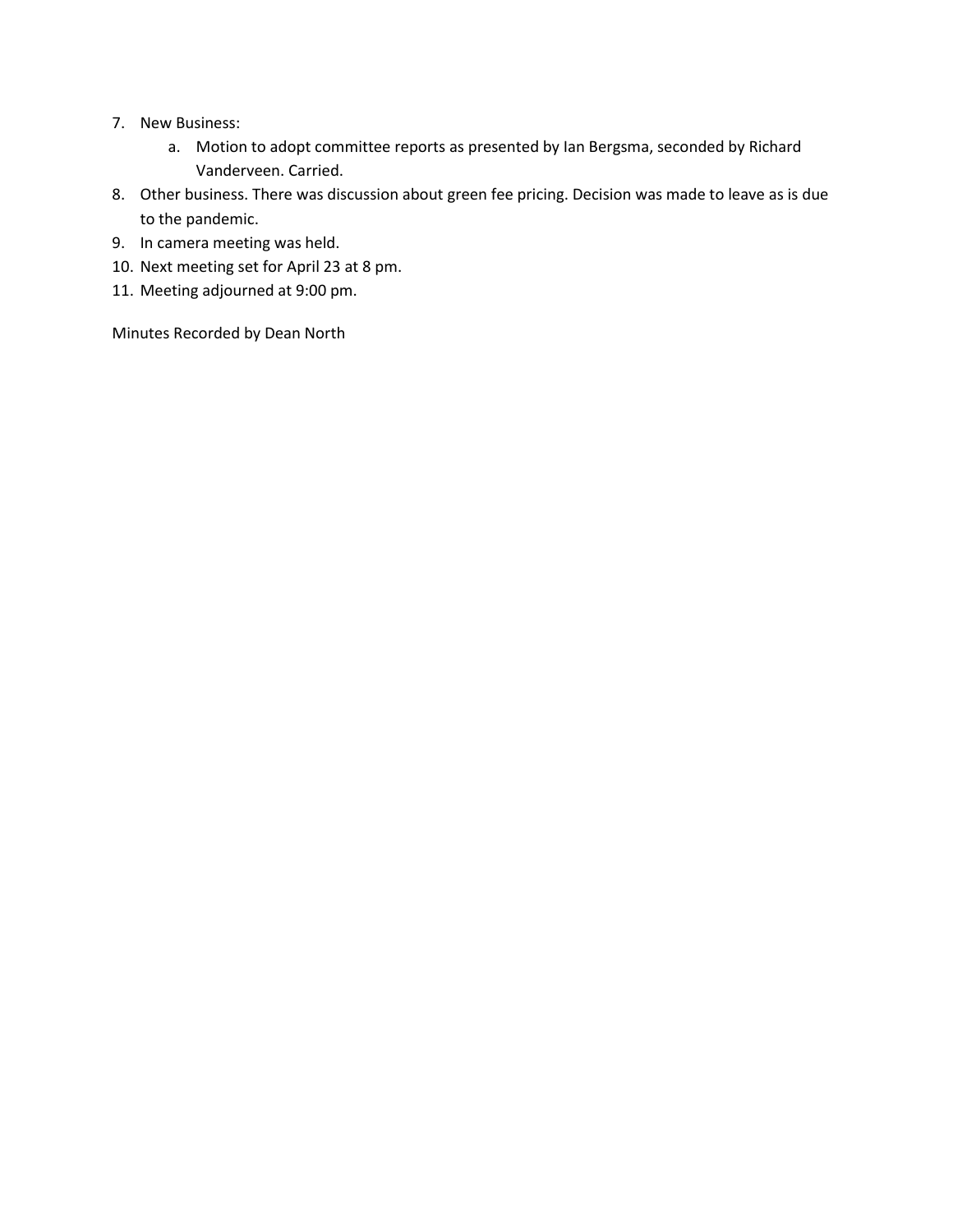7. New Business:
    a. Motion to adopt committee reports as presented by Ian Bergsma, seconded by Richard Vanderveen. Carried.
8. Other business. There was discussion about green fee pricing. Decision was made to leave as is due to the pandemic.
9. In camera meeting was held.
10. Next meeting set for April 23 at 8 pm.
11. Meeting adjourned at 9:00 pm.

Minutes Recorded by Dean North